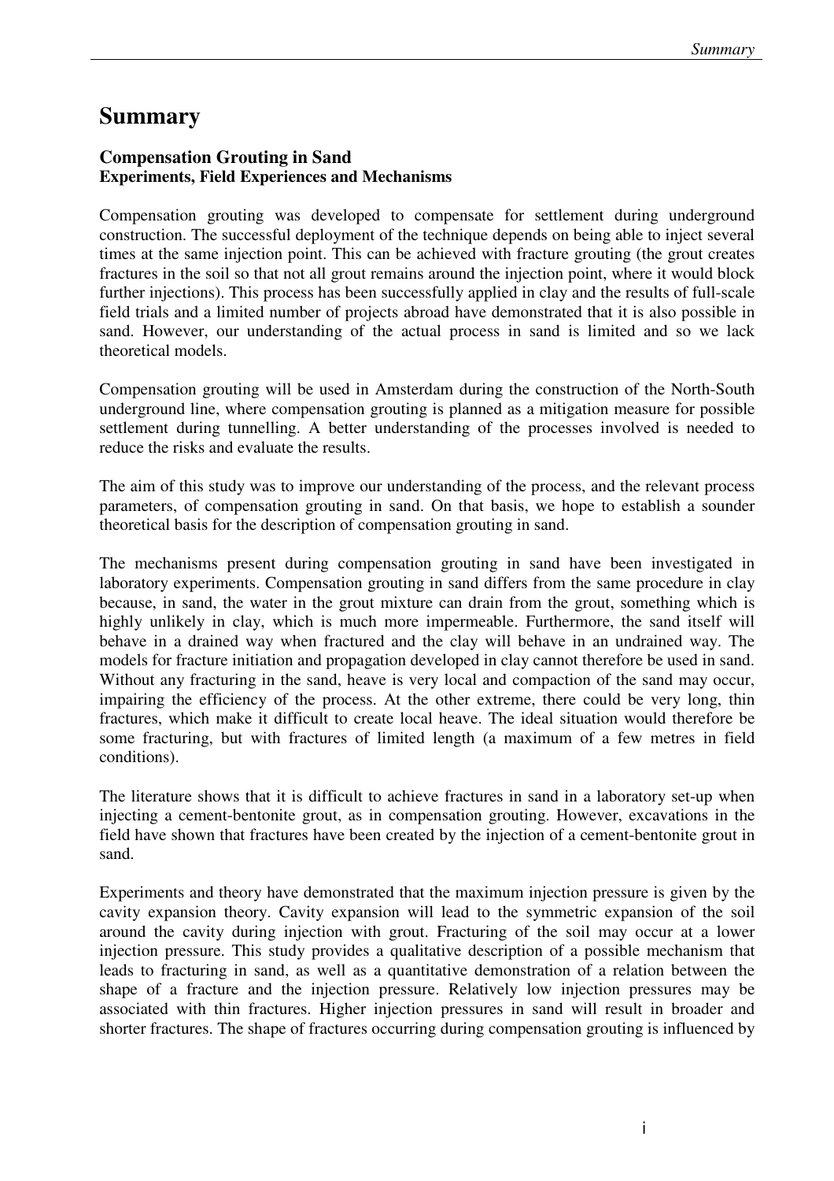# Summary

**Compensation Grouting in Sand**
**Experiments, Field Experiences and Mechanisms**

Compensation grouting was developed to compensate for settlement during underground construction. The successful deployment of the technique depends on being able to inject several times at the same injection point. This can be achieved with fracture grouting (the grout creates fractures in the soil so that not all grout remains around the injection point, where it would block further injections). This process has been successfully applied in clay and the results of full-scale field trials and a limited number of projects abroad have demonstrated that it is also possible in sand. However, our understanding of the actual process in sand is limited and so we lack theoretical models.

Compensation grouting will be used in Amsterdam during the construction of the North-South underground line, where compensation grouting is planned as a mitigation measure for possible settlement during tunnelling. A better understanding of the processes involved is needed to reduce the risks and evaluate the results.

The aim of this study was to improve our understanding of the process, and the relevant process parameters, of compensation grouting in sand. On that basis, we hope to establish a sounder theoretical basis for the description of compensation grouting in sand.

The mechanisms present during compensation grouting in sand have been investigated in laboratory experiments. Compensation grouting in sand differs from the same procedure in clay because, in sand, the water in the grout mixture can drain from the grout, something which is highly unlikely in clay, which is much more impermeable. Furthermore, the sand itself will behave in a drained way when fractured and the clay will behave in an undrained way. The models for fracture initiation and propagation developed in clay cannot therefore be used in sand. Without any fracturing in the sand, heave is very local and compaction of the sand may occur, impairing the efficiency of the process. At the other extreme, there could be very long, thin fractures, which make it difficult to create local heave. The ideal situation would therefore be some fracturing, but with fractures of limited length (a maximum of a few metres in field conditions).

The literature shows that it is difficult to achieve fractures in sand in a laboratory set-up when injecting a cement-bentonite grout, as in compensation grouting. However, excavations in the field have shown that fractures have been created by the injection of a cement-bentonite grout in sand.

Experiments and theory have demonstrated that the maximum injection pressure is given by the cavity expansion theory. Cavity expansion will lead to the symmetric expansion of the soil around the cavity during injection with grout. Fracturing of the soil may occur at a lower injection pressure. This study provides a qualitative description of a possible mechanism that leads to fracturing in sand, as well as a quantitative demonstration of a relation between the shape of a fracture and the injection pressure. Relatively low injection pressures may be associated with thin fractures. Higher injection pressures in sand will result in broader and shorter fractures. The shape of fractures occurring during compensation grouting is influenced by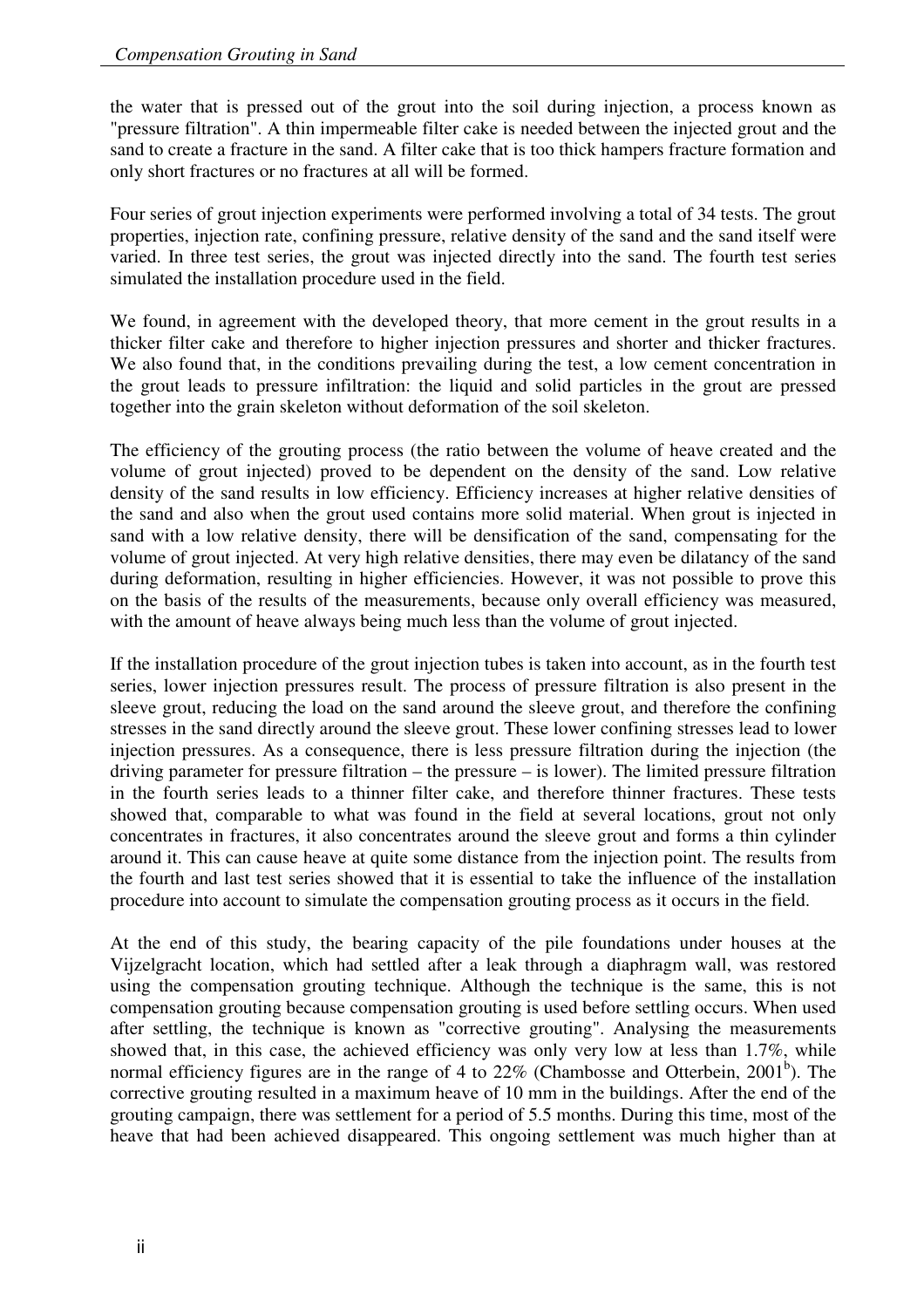the water that is pressed out of the grout into the soil during injection, a process known as "pressure filtration". A thin impermeable filter cake is needed between the injected grout and the sand to create a fracture in the sand. A filter cake that is too thick hampers fracture formation and only short fractures or no fractures at all will be formed.

Four series of grout injection experiments were performed involving a total of 34 tests. The grout properties, injection rate, confining pressure, relative density of the sand and the sand itself were varied. In three test series, the grout was injected directly into the sand. The fourth test series simulated the installation procedure used in the field.

We found, in agreement with the developed theory, that more cement in the grout results in a thicker filter cake and therefore to higher injection pressures and shorter and thicker fractures. We also found that, in the conditions prevailing during the test, a low cement concentration in the grout leads to pressure infiltration: the liquid and solid particles in the grout are pressed together into the grain skeleton without deformation of the soil skeleton.

The efficiency of the grouting process (the ratio between the volume of heave created and the volume of grout injected) proved to be dependent on the density of the sand. Low relative density of the sand results in low efficiency. Efficiency increases at higher relative densities of the sand and also when the grout used contains more solid material. When grout is injected in sand with a low relative density, there will be densification of the sand, compensating for the volume of grout injected. At very high relative densities, there may even be dilatancy of the sand during deformation, resulting in higher efficiencies. However, it was not possible to prove this on the basis of the results of the measurements, because only overall efficiency was measured, with the amount of heave always being much less than the volume of grout injected.

If the installation procedure of the grout injection tubes is taken into account, as in the fourth test series, lower injection pressures result. The process of pressure filtration is also present in the sleeve grout, reducing the load on the sand around the sleeve grout, and therefore the confining stresses in the sand directly around the sleeve grout. These lower confining stresses lead to lower injection pressures. As a consequence, there is less pressure filtration during the injection (the driving parameter for pressure filtration – the pressure – is lower). The limited pressure filtration in the fourth series leads to a thinner filter cake, and therefore thinner fractures. These tests showed that, comparable to what was found in the field at several locations, grout not only concentrates in fractures, it also concentrates around the sleeve grout and forms a thin cylinder around it. This can cause heave at quite some distance from the injection point. The results from the fourth and last test series showed that it is essential to take the influence of the installation procedure into account to simulate the compensation grouting process as it occurs in the field.

At the end of this study, the bearing capacity of the pile foundations under houses at the Vijzelgracht location, which had settled after a leak through a diaphragm wall, was restored using the compensation grouting technique. Although the technique is the same, this is not compensation grouting because compensation grouting is used before settling occurs. When used after settling, the technique is known as "corrective grouting". Analysing the measurements showed that, in this case, the achieved efficiency was only very low at less than 1.7%, while normal efficiency figures are in the range of 4 to 22% (Chambosse and Otterbein, 2001[b]). The corrective grouting resulted in a maximum heave of 10 mm in the buildings. After the end of the grouting campaign, there was settlement for a period of 5.5 months. During this time, most of the heave that had been achieved disappeared. This ongoing settlement was much higher than at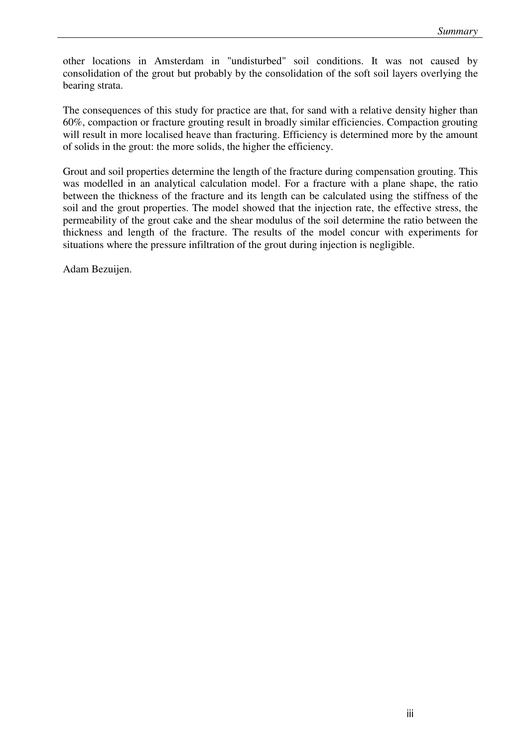other locations in Amsterdam in "undisturbed" soil conditions. It was not caused by consolidation of the grout but probably by the consolidation of the soft soil layers overlying the bearing strata.

The consequences of this study for practice are that, for sand with a relative density higher than 60%, compaction or fracture grouting result in broadly similar efficiencies. Compaction grouting will result in more localised heave than fracturing. Efficiency is determined more by the amount of solids in the grout: the more solids, the higher the efficiency.

Grout and soil properties determine the length of the fracture during compensation grouting. This was modelled in an analytical calculation model. For a fracture with a plane shape, the ratio between the thickness of the fracture and its length can be calculated using the stiffness of the soil and the grout properties. The model showed that the injection rate, the effective stress, the permeability of the grout cake and the shear modulus of the soil determine the ratio between the thickness and length of the fracture. The results of the model concur with experiments for situations where the pressure infiltration of the grout during injection is negligible.

Adam Bezuijen.